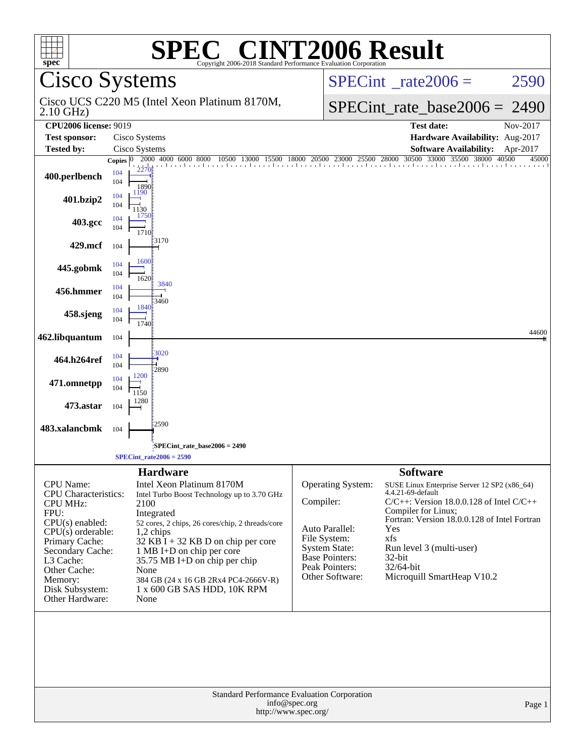# SPEC® CINT2006 Result

Copyright 2006-2018 Standard Performance Evaluation Corporation

## Cisco Systems

Cisco UCS C220 M5 (Intel Xeon Platinum 8170M, 2.10 GHz)

SPECint_rate2006 = 2590

SPECint_rate_base2006 = 2490

| | | | |
|---|---|---|---|
| **CPU2006 license:** 9019 | | **Test date:** | Nov-2017 |
| **Test sponsor:** | Cisco Systems | **Hardware Availability:** | Aug-2017 |
| **Tested by:** | Cisco Systems | **Software Availability:** | Apr-2017 |

| Benchmark | Copies (peak) | Peak | Copies (base) | Base |
|---|---|---|---|---|
| 400.perlbench | 104 | 2270 | 104 | 1890 |
| 401.bzip2 | 104 | 1190 | 104 | 1130 |
| 403.gcc | 104 | 1750 | 104 | 1710 |
| 429.mcf | | | 104 | 3170 |
| 445.gobmk | 104 | 1600 | 104 | 1620 |
| 456.hmmer | 104 | 3840 | 104 | 3460 |
| 458.sjeng | 104 | 1840 | 104 | 1740 |
| 462.libquantum | | | 104 | 44600 |
| 464.h264ref | 104 | 3020 | 104 | 2890 |
| 471.omnetpp | 104 | 1200 | 104 | 1150 |
| 473.astar | | | 104 | 1280 |
| 483.xalancbmk | | | 104 | 2590 |

SPECint_rate_base2006 = 2490

SPECint_rate2006 = 2590

### Hardware

| | |
|---|---|
| CPU Name: | Intel Xeon Platinum 8170M |
| CPU Characteristics: | Intel Turbo Boost Technology up to 3.70 GHz |
| CPU MHz: | 2100 |
| FPU: | Integrated |
| CPU(s) enabled: | 52 cores, 2 chips, 26 cores/chip, 2 threads/core |
| CPU(s) orderable: | 1,2 chips |
| Primary Cache: | 32 KB I + 32 KB D on chip per core |
| Secondary Cache: | 1 MB I+D on chip per core |
| L3 Cache: | 35.75 MB I+D on chip per chip |
| Other Cache: | None |
| Memory: | 384 GB (24 x 16 GB 2Rx4 PC4-2666V-R) |
| Disk Subsystem: | 1 x 600 GB SAS HDD, 10K RPM |
| Other Hardware: | None |

### Software

| | |
|---|---|
| Operating System: | SUSE Linux Enterprise Server 12 SP2 (x86_64) 4.4.21-69-default |
| Compiler: | C/C++: Version 18.0.0.128 of Intel C/C++ Compiler for Linux; Fortran: Version 18.0.0.128 of Intel Fortran |
| Auto Parallel: | Yes |
| File System: | xfs |
| System State: | Run level 3 (multi-user) |
| Base Pointers: | 32-bit |
| Peak Pointers: | 32/64-bit |
| Other Software: | Microquill SmartHeap V10.2 |

Standard Performance Evaluation Corporation
info@spec.org
http://www.spec.org/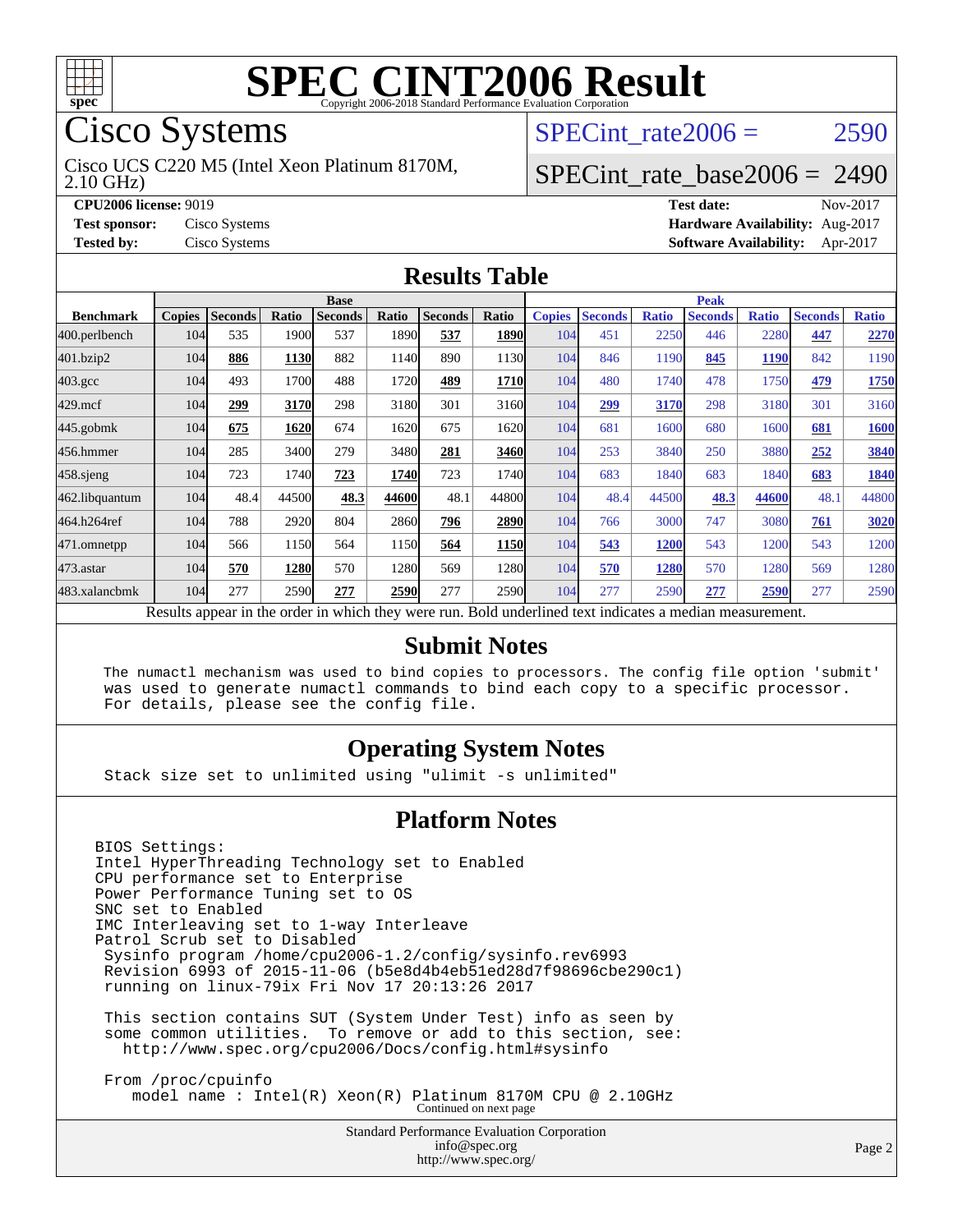# SPEC CINT2006 Result

Copyright 2006-2018 Standard Performance Evaluation Corporation

## Cisco Systems

Cisco UCS C220 M5 (Intel Xeon Platinum 8170M, 2.10 GHz)

SPECint_rate2006 = 2590

SPECint_rate_base2006 = 2490

**CPU2006 license:** 9019
**Test sponsor:** Cisco Systems
**Tested by:** Cisco Systems

**Test date:** Nov-2017
**Hardware Availability:** Aug-2017
**Software Availability:** Apr-2017

## Results Table

| Benchmark | Base | | | | | | | Peak | | | | | | |
|---|---|---|---|---|---|---|---|---|---|---|---|---|---|---|
| | Copies | Seconds | Ratio | Seconds | Ratio | Seconds | Ratio | Copies | Seconds | Ratio | Seconds | Ratio | Seconds | Ratio |
| 400.perlbench | 104 | 535 | 1900 | 537 | 1890 | **537** | **1890** | 104 | 451 | 2250 | 446 | 2280 | **447** | **2270** |
| 401.bzip2 | 104 | **886** | **1130** | 882 | 1140 | 890 | 1130 | 104 | 846 | 1190 | **845** | **1190** | 842 | 1190 |
| 403.gcc | 104 | 493 | 1700 | 488 | 1720 | **489** | **1710** | 104 | 480 | 1740 | 478 | 1750 | **479** | **1750** |
| 429.mcf | 104 | **299** | **3170** | 298 | 3180 | 301 | 3160 | 104 | **299** | **3170** | 298 | 3180 | 301 | 3160 |
| 445.gobmk | 104 | **675** | **1620** | 674 | 1620 | 675 | 1620 | 104 | 681 | 1600 | 680 | 1600 | **681** | **1600** |
| 456.hmmer | 104 | 285 | 3400 | 279 | 3480 | **281** | **3460** | 104 | 253 | 3840 | 250 | 3880 | **252** | **3840** |
| 458.sjeng | 104 | 723 | 1740 | **723** | **1740** | 723 | 1740 | 104 | 683 | 1840 | 683 | 1840 | **683** | **1840** |
| 462.libquantum | 104 | 48.4 | 44500 | **48.3** | **44600** | 48.1 | 44800 | 104 | 48.4 | 44500 | **48.3** | **44600** | 48.1 | 44800 |
| 464.h264ref | 104 | 788 | 2920 | 804 | 2860 | **796** | **2890** | 104 | 766 | 3000 | 747 | 3080 | **761** | **3020** |
| 471.omnetpp | 104 | 566 | 1150 | 564 | 1150 | **564** | **1150** | 104 | **543** | **1200** | 543 | 1200 | 543 | 1200 |
| 473.astar | 104 | **570** | **1280** | 570 | 1280 | 569 | 1280 | 104 | **570** | **1280** | 570 | 1280 | 569 | 1280 |
| 483.xalancbmk | 104 | 277 | 2590 | **277** | **2590** | 277 | 2590 | 104 | 277 | 2590 | **277** | **2590** | 277 | 2590 |

Results appear in the order in which they were run. Bold underlined text indicates a median measurement.

## Submit Notes

```
The numactl mechanism was used to bind copies to processors. The config file option 'submit'
was used to generate numactl commands to bind each copy to a specific processor.
For details, please see the config file.
```

## Operating System Notes

```
Stack size set to unlimited using "ulimit -s unlimited"
```

## Platform Notes

```
BIOS Settings:
Intel HyperThreading Technology set to Enabled
CPU performance set to Enterprise
Power Performance Tuning set to OS
SNC set to Enabled
IMC Interleaving set to 1-way Interleave
Patrol Scrub set to Disabled
 Sysinfo program /home/cpu2006-1.2/config/sysinfo.rev6993
 Revision 6993 of 2015-11-06 (b5e8d4b4eb51ed28d7f98696cbe290c1)
 running on linux-79ix Fri Nov 17 20:13:26 2017

 This section contains SUT (System Under Test) info as seen by
 some common utilities.  To remove or add to this section, see:
   http://www.spec.org/cpu2006/Docs/config.html#sysinfo

 From /proc/cpuinfo
    model name : Intel(R) Xeon(R) Platinum 8170M CPU @ 2.10GHz
```

Continued on next page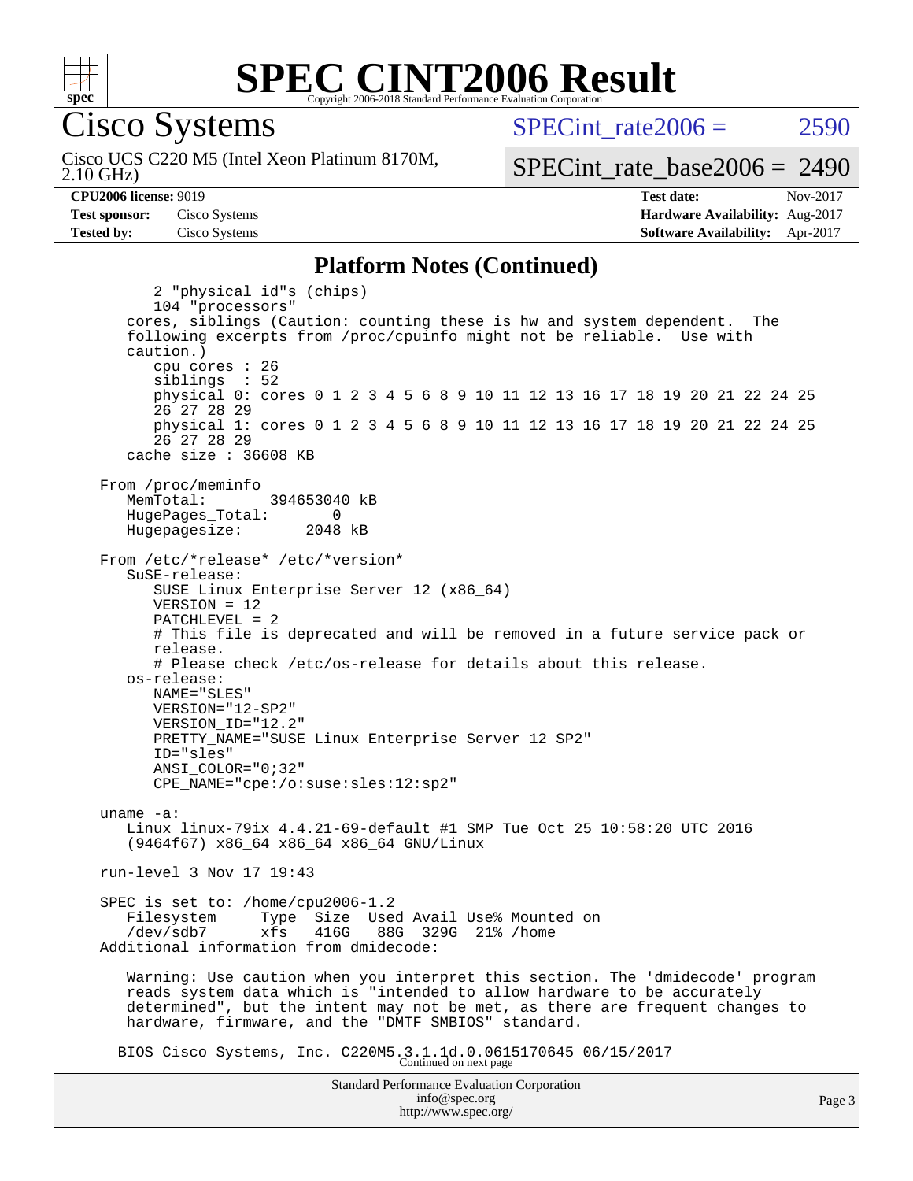# SPEC CINT2006 Result

Copyright 2006-2018 Standard Performance Evaluation Corporation

## Cisco Systems

Cisco UCS C220 M5 (Intel Xeon Platinum 8170M, 2.10 GHz)

SPECint_rate2006 = 2590

SPECint_rate_base2006 = 2490

**CPU2006 license:** 9019
**Test sponsor:** Cisco Systems
**Tested by:** Cisco Systems

**Test date:** Nov-2017
**Hardware Availability:** Aug-2017
**Software Availability:** Apr-2017

### Platform Notes (Continued)

```
        2 "physical id"s (chips)
        104 "processors"
     cores, siblings (Caution: counting these is hw and system dependent.  The
     following excerpts from /proc/cpuinfo might not be reliable.  Use with
     caution.)
        cpu cores : 26
        siblings  : 52
        physical 0: cores 0 1 2 3 4 5 6 8 9 10 11 12 13 16 17 18 19 20 21 22 24 25
        26 27 28 29
        physical 1: cores 0 1 2 3 4 5 6 8 9 10 11 12 13 16 17 18 19 20 21 22 24 25
        26 27 28 29
     cache size : 36608 KB

  From /proc/meminfo
     MemTotal:       394653040 kB
     HugePages_Total:       0
     Hugepagesize:       2048 kB

  From /etc/*release* /etc/*version*
     SuSE-release:
        SUSE Linux Enterprise Server 12 (x86_64)
        VERSION = 12
        PATCHLEVEL = 2
        # This file is deprecated and will be removed in a future service pack or
        release.
        # Please check /etc/os-release for details about this release.
     os-release:
        NAME="SLES"
        VERSION="12-SP2"
        VERSION_ID="12.2"
        PRETTY_NAME="SUSE Linux Enterprise Server 12 SP2"
        ID="sles"
        ANSI_COLOR="0;32"
        CPE_NAME="cpe:/o:suse:sles:12:sp2"

  uname -a:
     Linux linux-79ix 4.4.21-69-default #1 SMP Tue Oct 25 10:58:20 UTC 2016
     (9464f67) x86_64 x86_64 x86_64 GNU/Linux

  run-level 3 Nov 17 19:43

  SPEC is set to: /home/cpu2006-1.2
     Filesystem     Type  Size  Used Avail Use% Mounted on
     /dev/sdb7      xfs   416G   88G  329G  21% /home
  Additional information from dmidecode:

     Warning: Use caution when you interpret this section. The 'dmidecode' program
     reads system data which is "intended to allow hardware to be accurately
     determined", but the intent may not be met, as there are frequent changes to
     hardware, firmware, and the "DMTF SMBIOS" standard.

    BIOS Cisco Systems, Inc. C220M5.3.1.1d.0.0615170645 06/15/2017
```

Continued on next page

Standard Performance Evaluation Corporation
info@spec.org
http://www.spec.org/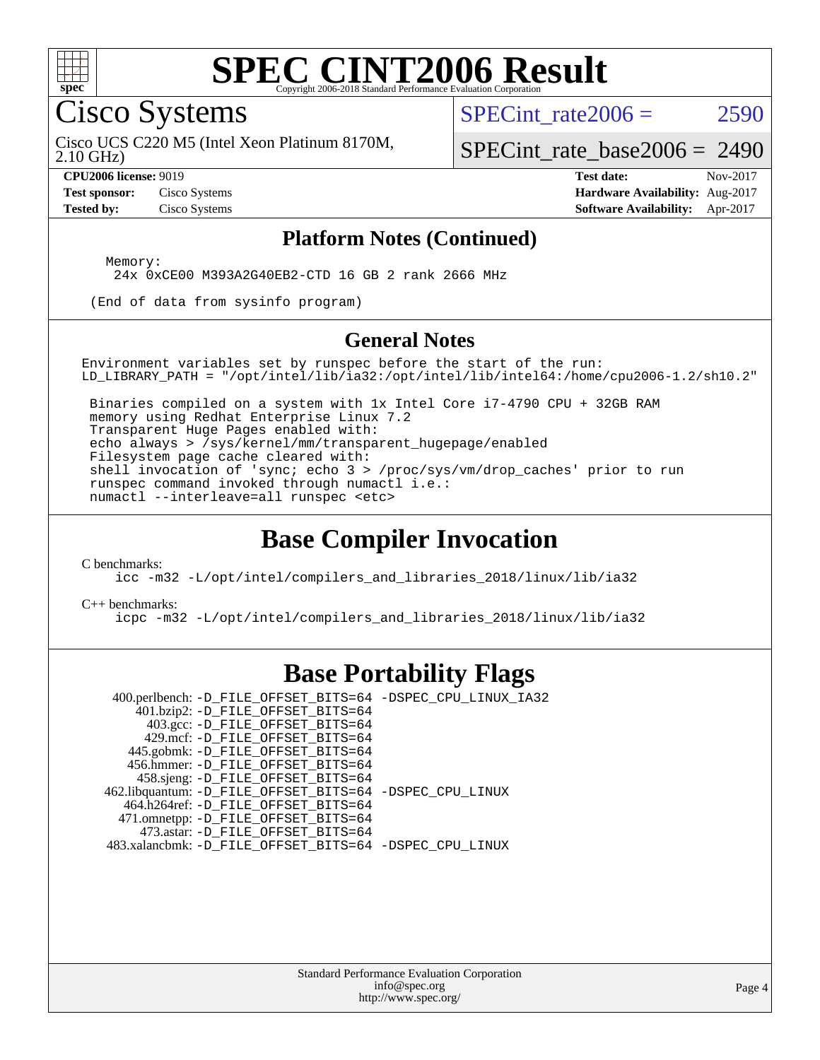# SPEC CINT2006 Result

Copyright 2006-2018 Standard Performance Evaluation Corporation

## Cisco Systems

Cisco UCS C220 M5 (Intel Xeon Platinum 8170M, 2.10 GHz)

SPECint_rate2006 = 2590

SPECint_rate_base2006 = 2490

| | | | |
|---|---|---|---|
| **CPU2006 license:** 9019 | | **Test date:** | Nov-2017 |
| **Test sponsor:** | Cisco Systems | **Hardware Availability:** | Aug-2017 |
| **Tested by:** | Cisco Systems | **Software Availability:** | Apr-2017 |

### Platform Notes (Continued)

```
Memory:
 24x 0xCE00 M393A2G40EB2-CTD 16 GB 2 rank 2666 MHz

(End of data from sysinfo program)
```

### General Notes

```
Environment variables set by runspec before the start of the run:
LD_LIBRARY_PATH = "/opt/intel/lib/ia32:/opt/intel/lib/intel64:/home/cpu2006-1.2/sh10.2"

 Binaries compiled on a system with 1x Intel Core i7-4790 CPU + 32GB RAM
 memory using Redhat Enterprise Linux 7.2
 Transparent Huge Pages enabled with:
 echo always > /sys/kernel/mm/transparent_hugepage/enabled
 Filesystem page cache cleared with:
 shell invocation of 'sync; echo 3 > /proc/sys/vm/drop_caches' prior to run
 runspec command invoked through numactl i.e.:
 numactl --interleave=all runspec <etc>
```

## Base Compiler Invocation

C benchmarks:

```
icc -m32 -L/opt/intel/compilers_and_libraries_2018/linux/lib/ia32
```

C++ benchmarks:

```
icpc -m32 -L/opt/intel/compilers_and_libraries_2018/linux/lib/ia32
```

## Base Portability Flags

```
400.perlbench: -D_FILE_OFFSET_BITS=64 -DSPEC_CPU_LINUX_IA32
   401.bzip2: -D_FILE_OFFSET_BITS=64
     403.gcc: -D_FILE_OFFSET_BITS=64
     429.mcf: -D_FILE_OFFSET_BITS=64
   445.gobmk: -D_FILE_OFFSET_BITS=64
  456.hmmer: -D_FILE_OFFSET_BITS=64
   458.sjeng: -D_FILE_OFFSET_BITS=64
462.libquantum: -D_FILE_OFFSET_BITS=64 -DSPEC_CPU_LINUX
 464.h264ref: -D_FILE_OFFSET_BITS=64
 471.omnetpp: -D_FILE_OFFSET_BITS=64
   473.astar: -D_FILE_OFFSET_BITS=64
483.xalancbmk: -D_FILE_OFFSET_BITS=64 -DSPEC_CPU_LINUX
```

Standard Performance Evaluation Corporation
info@spec.org
http://www.spec.org/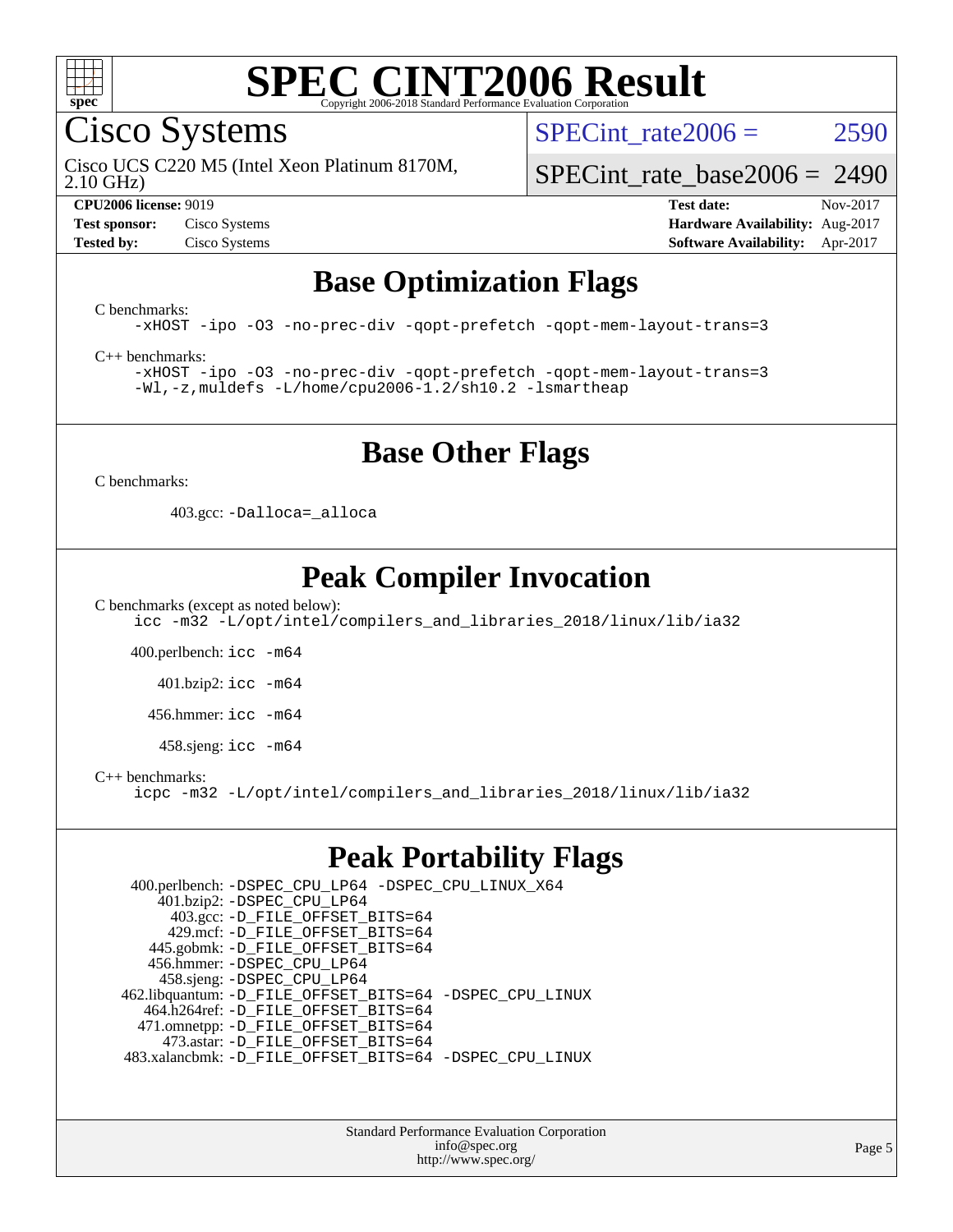# SPEC CINT2006 Result

Copyright 2006-2018 Standard Performance Evaluation Corporation

## Cisco Systems

Cisco UCS C220 M5 (Intel Xeon Platinum 8170M, 2.10 GHz)

SPECint_rate2006 = 2590

SPECint_rate_base2006 = 2490

| | | | |
|---|---|---|---|
| **CPU2006 license:** 9019 | | **Test date:** | Nov-2017 |
| **Test sponsor:** | Cisco Systems | **Hardware Availability:** | Aug-2017 |
| **Tested by:** | Cisco Systems | **Software Availability:** | Apr-2017 |

## Base Optimization Flags

C benchmarks:

```
-xHOST -ipo -O3 -no-prec-div -qopt-prefetch -qopt-mem-layout-trans=3
```

C++ benchmarks:

```
-xHOST -ipo -O3 -no-prec-div -qopt-prefetch -qopt-mem-layout-trans=3
-Wl,-z,muldefs -L/home/cpu2006-1.2/sh10.2 -lsmartheap
```

## Base Other Flags

C benchmarks:

403.gcc: `-Dalloca=_alloca`

## Peak Compiler Invocation

C benchmarks (except as noted below):

```
icc -m32 -L/opt/intel/compilers_and_libraries_2018/linux/lib/ia32
```

400.perlbench: `icc -m64`

401.bzip2: `icc -m64`

456.hmmer: `icc -m64`

458.sjeng: `icc -m64`

C++ benchmarks:

```
icpc -m32 -L/opt/intel/compilers_and_libraries_2018/linux/lib/ia32
```

## Peak Portability Flags

400.perlbench: `-DSPEC_CPU_LP64 -DSPEC_CPU_LINUX_X64`
401.bzip2: `-DSPEC_CPU_LP64`
403.gcc: `-D_FILE_OFFSET_BITS=64`
429.mcf: `-D_FILE_OFFSET_BITS=64`
445.gobmk: `-D_FILE_OFFSET_BITS=64`
456.hmmer: `-DSPEC_CPU_LP64`
458.sjeng: `-DSPEC_CPU_LP64`
462.libquantum: `-D_FILE_OFFSET_BITS=64 -DSPEC_CPU_LINUX`
464.h264ref: `-D_FILE_OFFSET_BITS=64`
471.omnetpp: `-D_FILE_OFFSET_BITS=64`
473.astar: `-D_FILE_OFFSET_BITS=64`
483.xalancbmk: `-D_FILE_OFFSET_BITS=64 -DSPEC_CPU_LINUX`

Standard Performance Evaluation Corporation
info@spec.org
http://www.spec.org/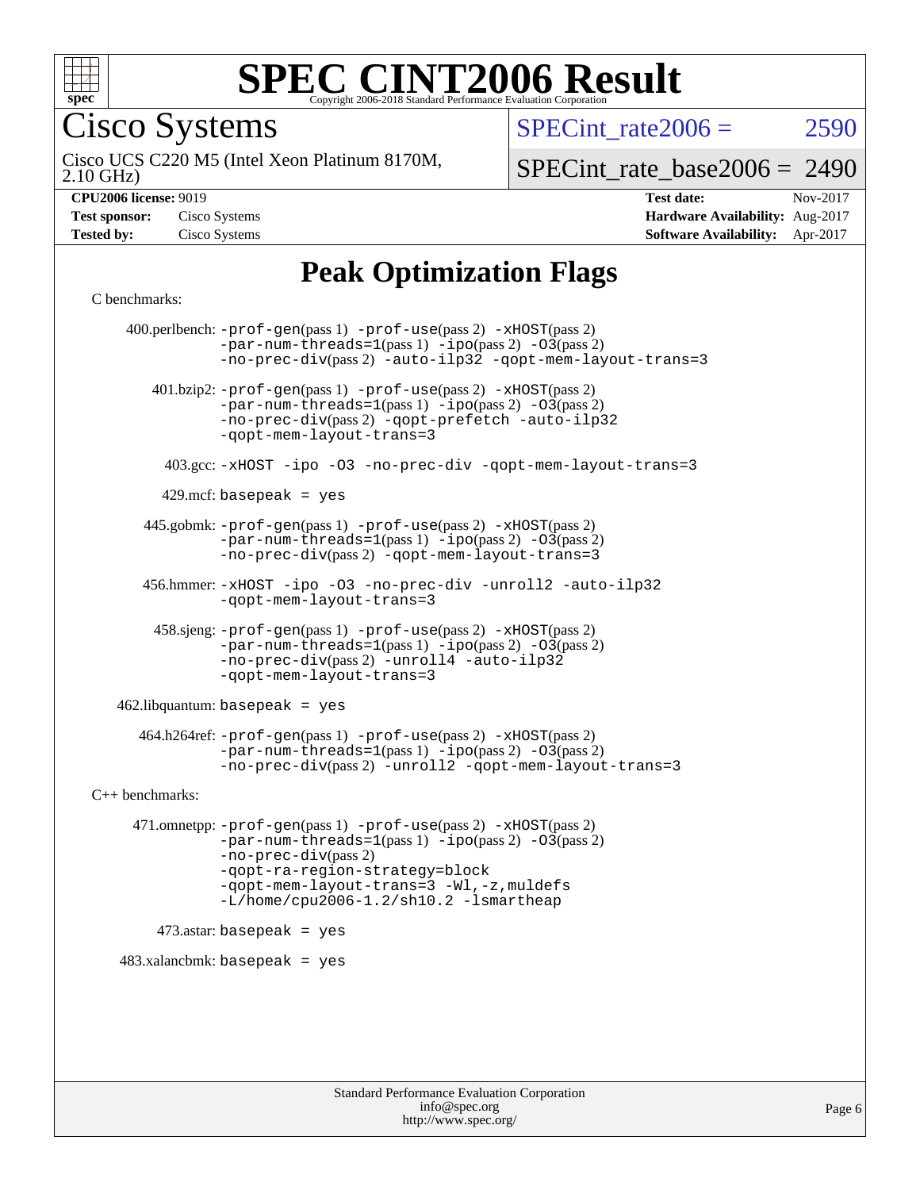# Peak Optimization Flags

C benchmarks:

400.perlbench: -prof-gen(pass 1) -prof-use(pass 2) -xHOST(pass 2) -par-num-threads=1(pass 1) -ipo(pass 2) -O3(pass 2) -no-prec-div(pass 2) -auto-ilp32 -qopt-mem-layout-trans=3

401.bzip2: -prof-gen(pass 1) -prof-use(pass 2) -xHOST(pass 2) -par-num-threads=1(pass 1) -ipo(pass 2) -O3(pass 2) -no-prec-div(pass 2) -qopt-prefetch -auto-ilp32 -qopt-mem-layout-trans=3

403.gcc: -xHOST -ipo -O3 -no-prec-div -qopt-mem-layout-trans=3

429.mcf: basepeak = yes

445.gobmk: -prof-gen(pass 1) -prof-use(pass 2) -xHOST(pass 2) -par-num-threads=1(pass 1) -ipo(pass 2) -O3(pass 2) -no-prec-div(pass 2) -qopt-mem-layout-trans=3

456.hmmer: -xHOST -ipo -O3 -no-prec-div -unroll2 -auto-ilp32 -qopt-mem-layout-trans=3

458.sjeng: -prof-gen(pass 1) -prof-use(pass 2) -xHOST(pass 2) -par-num-threads=1(pass 1) -ipo(pass 2) -O3(pass 2) -no-prec-div(pass 2) -unroll4 -auto-ilp32 -qopt-mem-layout-trans=3

462.libquantum: basepeak = yes

464.h264ref: -prof-gen(pass 1) -prof-use(pass 2) -xHOST(pass 2) -par-num-threads=1(pass 1) -ipo(pass 2) -O3(pass 2) -no-prec-div(pass 2) -unroll2 -qopt-mem-layout-trans=3

C++ benchmarks:

471.omnetpp: -prof-gen(pass 1) -prof-use(pass 2) -xHOST(pass 2) -par-num-threads=1(pass 1) -ipo(pass 2) -O3(pass 2) -no-prec-div(pass 2) -qopt-ra-region-strategy=block -qopt-mem-layout-trans=3 -Wl,-z,muldefs -L/home/cpu2006-1.2/sh10.2 -lsmartheap

473.astar: basepeak = yes

483.xalancbmk: basepeak = yes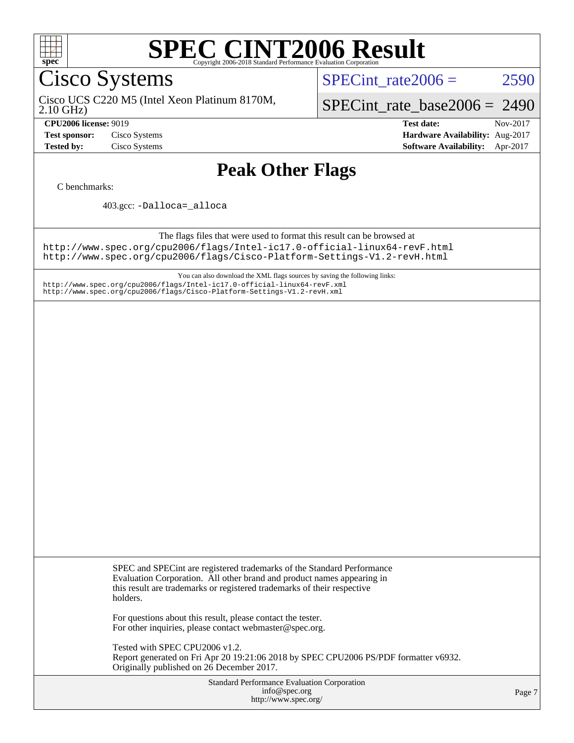# Peak Other Flags

C benchmarks:

403.gcc: -Dalloca=_alloca

The flags files that were used to format this result can be browsed at
http://www.spec.org/cpu2006/flags/Intel-ic17.0-official-linux64-revF.html
http://www.spec.org/cpu2006/flags/Cisco-Platform-Settings-V1.2-revH.html

You can also download the XML flags sources by saving the following links:
http://www.spec.org/cpu2006/flags/Intel-ic17.0-official-linux64-revF.xml
http://www.spec.org/cpu2006/flags/Cisco-Platform-Settings-V1.2-revH.xml

SPEC and SPECint are registered trademarks of the Standard Performance Evaluation Corporation. All other brand and product names appearing in this result are trademarks or registered trademarks of their respective holders.

For questions about this result, please contact the tester.
For other inquiries, please contact webmaster@spec.org.

Tested with SPEC CPU2006 v1.2.
Report generated on Fri Apr 20 19:21:06 2018 by SPEC CPU2006 PS/PDF formatter v6932.
Originally published on 26 December 2017.